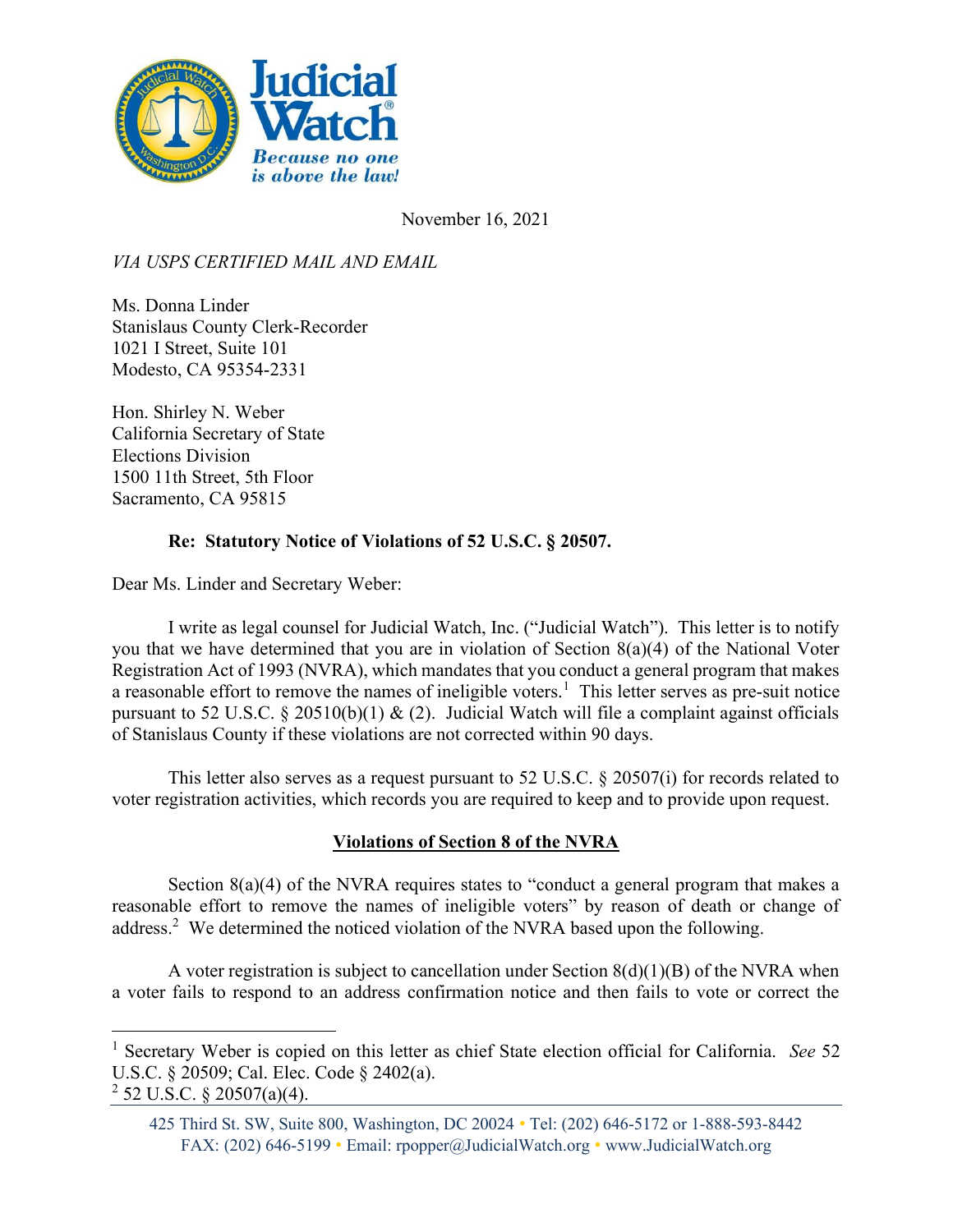November 16, 2021

*VIA USPS CERTIFIED MAIL AND EMAIL*

Ms. Donna Linder
Stanislaus County Clerk-Recorder
1021 I Street, Suite 101
Modesto, CA 95354-2331

Hon. Shirley N. Weber
California Secretary of State
Elections Division
1500 11th Street, 5th Floor
Sacramento, CA 95815

**Re: Statutory Notice of Violations of 52 U.S.C. § 20507.**

Dear Ms. Linder and Secretary Weber:

I write as legal counsel for Judicial Watch, Inc. ("Judicial Watch"). This letter is to notify you that we have determined that you are in violation of Section 8(a)(4) of the National Voter Registration Act of 1993 (NVRA), which mandates that you conduct a general program that makes a reasonable effort to remove the names of ineligible voters.[1] This letter serves as pre-suit notice pursuant to 52 U.S.C. § 20510(b)(1) & (2). Judicial Watch will file a complaint against officials of Stanislaus County if these violations are not corrected within 90 days.

This letter also serves as a request pursuant to 52 U.S.C. § 20507(i) for records related to voter registration activities, which records you are required to keep and to provide upon request.

## Violations of Section 8 of the NVRA

Section 8(a)(4) of the NVRA requires states to "conduct a general program that makes a reasonable effort to remove the names of ineligible voters" by reason of death or change of address.[2] We determined the noticed violation of the NVRA based upon the following.

A voter registration is subject to cancellation under Section 8(d)(1)(B) of the NVRA when a voter fails to respond to an address confirmation notice and then fails to vote or correct the

---

[1] Secretary Weber is copied on this letter as chief State election official for California. *See* 52 U.S.C. § 20509; Cal. Elec. Code § 2402(a).

[2] 52 U.S.C. § 20507(a)(4).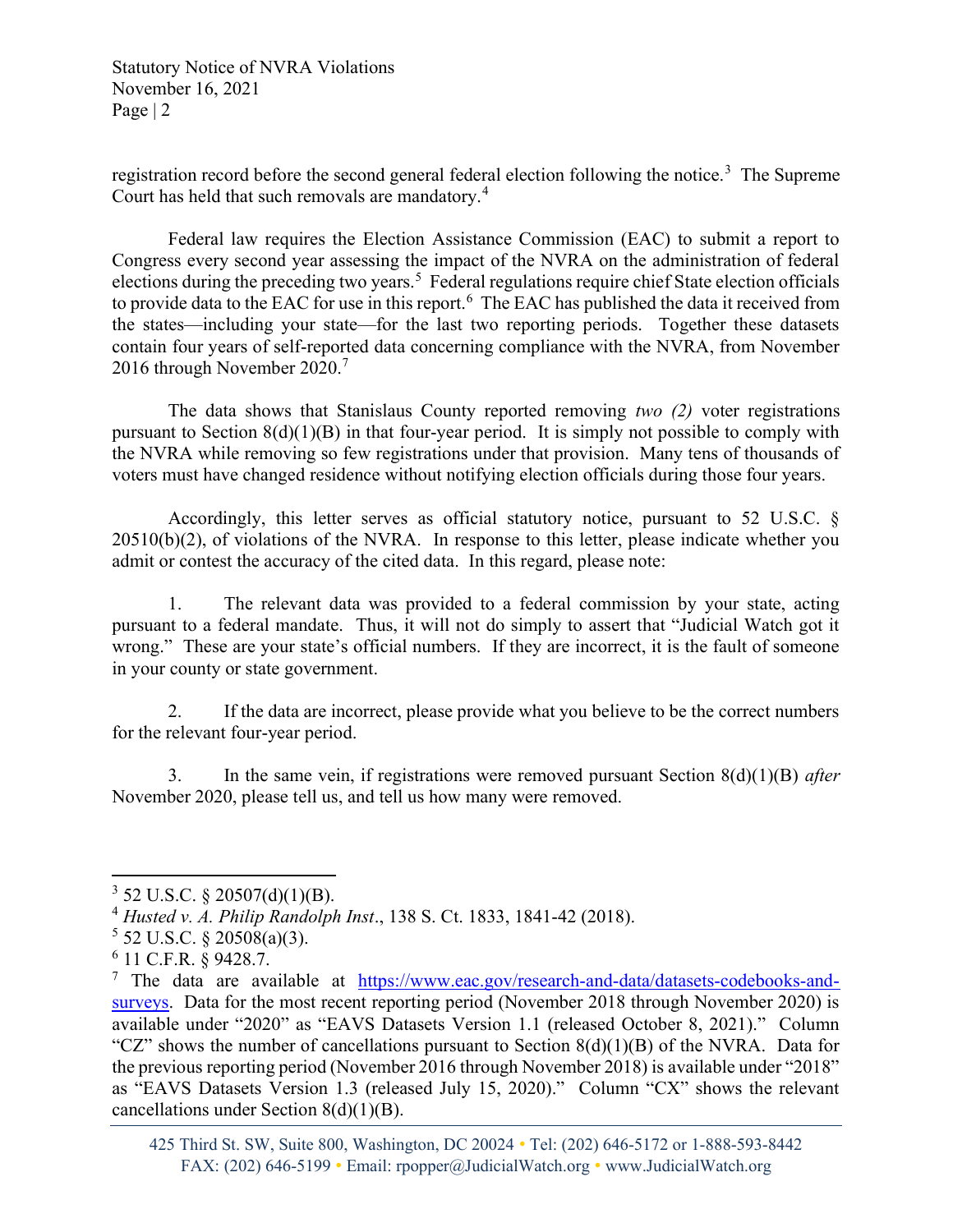registration record before the second general federal election following the notice.[3] The Supreme Court has held that such removals are mandatory.[4]

Federal law requires the Election Assistance Commission (EAC) to submit a report to Congress every second year assessing the impact of the NVRA on the administration of federal elections during the preceding two years.[5] Federal regulations require chief State election officials to provide data to the EAC for use in this report.[6] The EAC has published the data it received from the states—including your state—for the last two reporting periods. Together these datasets contain four years of self-reported data concerning compliance with the NVRA, from November 2016 through November 2020.[7]

The data shows that Stanislaus County reported removing *two (2)* voter registrations pursuant to Section 8(d)(1)(B) in that four-year period. It is simply not possible to comply with the NVRA while removing so few registrations under that provision. Many tens of thousands of voters must have changed residence without notifying election officials during those four years.

Accordingly, this letter serves as official statutory notice, pursuant to 52 U.S.C. § 20510(b)(2), of violations of the NVRA. In response to this letter, please indicate whether you admit or contest the accuracy of the cited data. In this regard, please note:

1. The relevant data was provided to a federal commission by your state, acting pursuant to a federal mandate. Thus, it will not do simply to assert that "Judicial Watch got it wrong." These are your state's official numbers. If they are incorrect, it is the fault of someone in your county or state government.

2. If the data are incorrect, please provide what you believe to be the correct numbers for the relevant four-year period.

3. In the same vein, if registrations were removed pursuant Section 8(d)(1)(B) *after* November 2020, please tell us, and tell us how many were removed.

---

[3] 52 U.S.C. § 20507(d)(1)(B).

[4] *Husted v. A. Philip Randolph Inst*., 138 S. Ct. 1833, 1841-42 (2018).

[5] 52 U.S.C. § 20508(a)(3).

[6] 11 C.F.R. § 9428.7.

[7] The data are available at https://www.eac.gov/research-and-data/datasets-codebooks-and-surveys. Data for the most recent reporting period (November 2018 through November 2020) is available under "2020" as "EAVS Datasets Version 1.1 (released October 8, 2021)." Column "CZ" shows the number of cancellations pursuant to Section 8(d)(1)(B) of the NVRA. Data for the previous reporting period (November 2016 through November 2018) is available under "2018" as "EAVS Datasets Version 1.3 (released July 15, 2020)." Column "CX" shows the relevant cancellations under Section 8(d)(1)(B).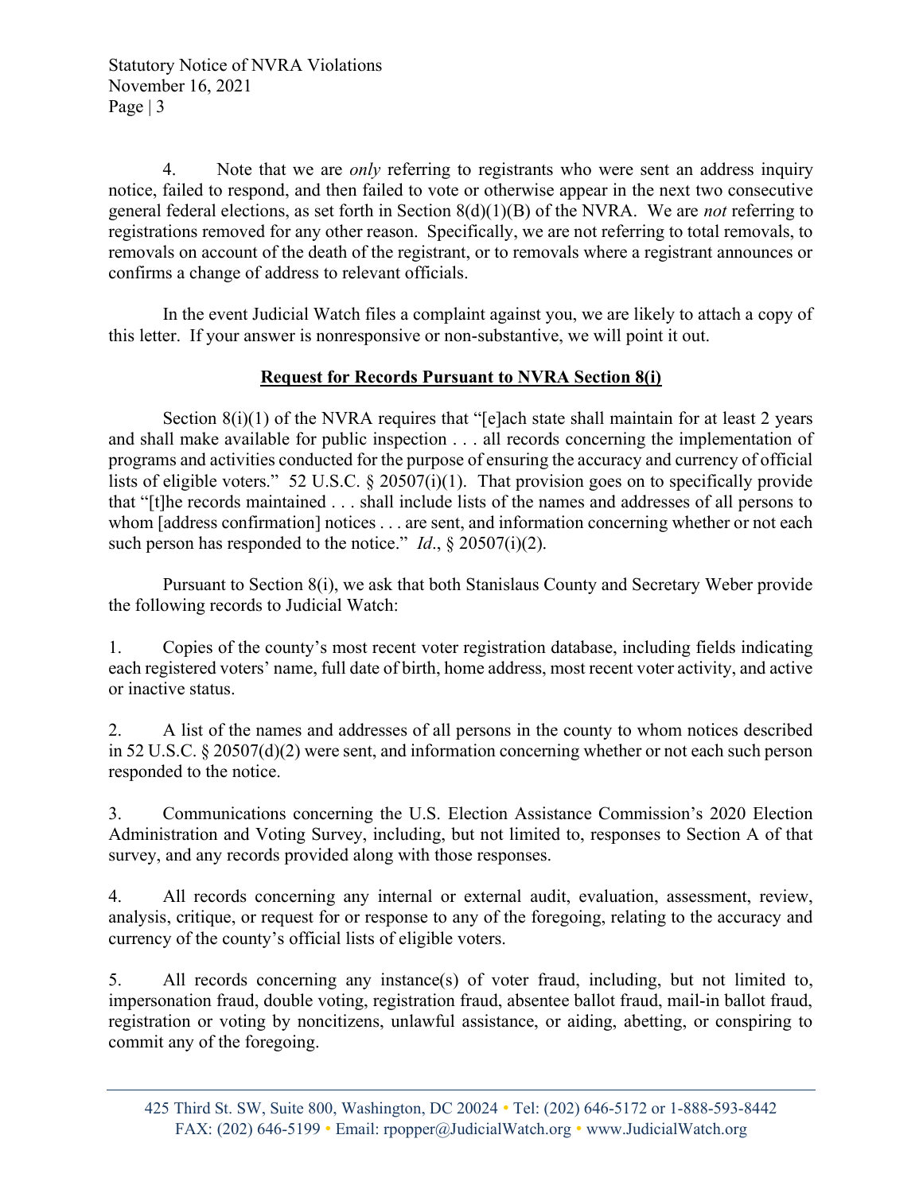4. Note that we are *only* referring to registrants who were sent an address inquiry notice, failed to respond, and then failed to vote or otherwise appear in the next two consecutive general federal elections, as set forth in Section 8(d)(1)(B) of the NVRA. We are *not* referring to registrations removed for any other reason. Specifically, we are not referring to total removals, to removals on account of the death of the registrant, or to removals where a registrant announces or confirms a change of address to relevant officials.

In the event Judicial Watch files a complaint against you, we are likely to attach a copy of this letter. If your answer is nonresponsive or non-substantive, we will point it out.

## **Request for Records Pursuant to NVRA Section 8(i)**

Section 8(i)(1) of the NVRA requires that "[e]ach state shall maintain for at least 2 years and shall make available for public inspection . . . all records concerning the implementation of programs and activities conducted for the purpose of ensuring the accuracy and currency of official lists of eligible voters." 52 U.S.C. § 20507(i)(1). That provision goes on to specifically provide that "[t]he records maintained . . . shall include lists of the names and addresses of all persons to whom [address confirmation] notices . . . are sent, and information concerning whether or not each such person has responded to the notice." *Id*., § 20507(i)(2).

Pursuant to Section 8(i), we ask that both Stanislaus County and Secretary Weber provide the following records to Judicial Watch:

1. Copies of the county's most recent voter registration database, including fields indicating each registered voters' name, full date of birth, home address, most recent voter activity, and active or inactive status.

2. A list of the names and addresses of all persons in the county to whom notices described in 52 U.S.C. § 20507(d)(2) were sent, and information concerning whether or not each such person responded to the notice.

3. Communications concerning the U.S. Election Assistance Commission's 2020 Election Administration and Voting Survey, including, but not limited to, responses to Section A of that survey, and any records provided along with those responses.

4. All records concerning any internal or external audit, evaluation, assessment, review, analysis, critique, or request for or response to any of the foregoing, relating to the accuracy and currency of the county's official lists of eligible voters.

5. All records concerning any instance(s) of voter fraud, including, but not limited to, impersonation fraud, double voting, registration fraud, absentee ballot fraud, mail-in ballot fraud, registration or voting by noncitizens, unlawful assistance, or aiding, abetting, or conspiring to commit any of the foregoing.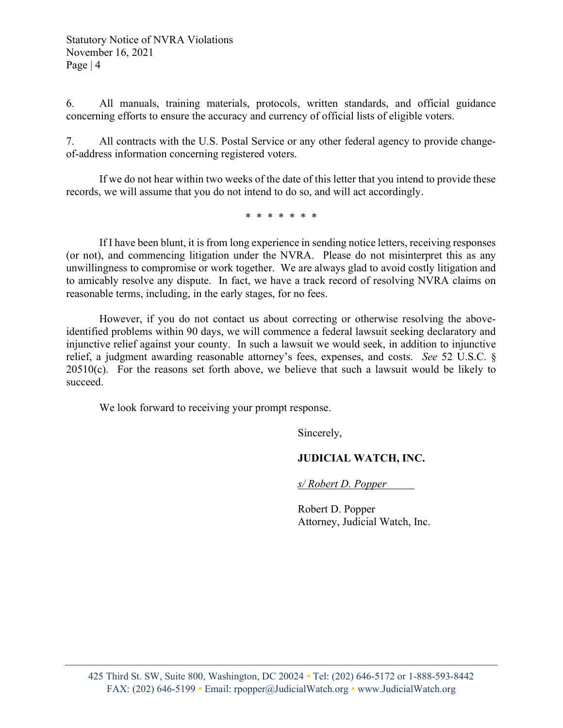6. All manuals, training materials, protocols, written standards, and official guidance concerning efforts to ensure the accuracy and currency of official lists of eligible voters.

7. All contracts with the U.S. Postal Service or any other federal agency to provide change-of-address information concerning registered voters.

If we do not hear within two weeks of the date of this letter that you intend to provide these records, we will assume that you do not intend to do so, and will act accordingly.

\* \* \* \* \* \* \*

If I have been blunt, it is from long experience in sending notice letters, receiving responses (or not), and commencing litigation under the NVRA. Please do not misinterpret this as any unwillingness to compromise or work together. We are always glad to avoid costly litigation and to amicably resolve any dispute. In fact, we have a track record of resolving NVRA claims on reasonable terms, including, in the early stages, for no fees.

However, if you do not contact us about correcting or otherwise resolving the above-identified problems within 90 days, we will commence a federal lawsuit seeking declaratory and injunctive relief against your county. In such a lawsuit we would seek, in addition to injunctive relief, a judgment awarding reasonable attorney's fees, expenses, and costs. *See* 52 U.S.C. § 20510(c). For the reasons set forth above, we believe that such a lawsuit would be likely to succeed.

We look forward to receiving your prompt response.

Sincerely,

**JUDICIAL WATCH, INC.**

*s/ Robert D. Popper*

Robert D. Popper
Attorney, Judicial Watch, Inc.

425 Third St. SW, Suite 800, Washington, DC 20024 • Tel: (202) 646-5172 or 1-888-593-8442
FAX: (202) 646-5199 • Email: rpopper@JudicialWatch.org • www.JudicialWatch.org